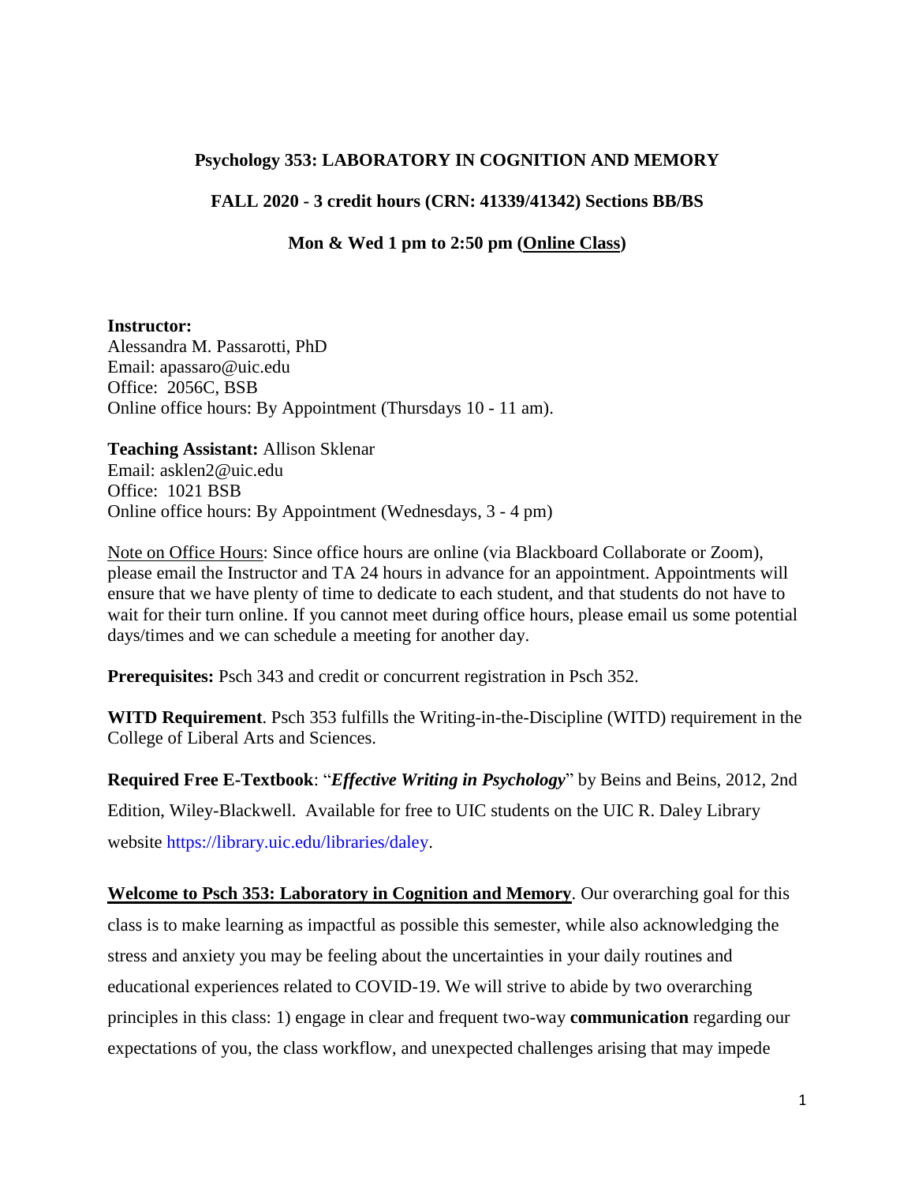**Psychology 353: LABORATORY IN COGNITION AND MEMORY**

**FALL 2020 - 3 credit hours (CRN: 41339/41342) Sections BB/BS**

**Mon & Wed 1 pm to 2:50 pm (<u>Online Class</u>)**

**Instructor:**
Alessandra M. Passarotti, PhD
Email: apassaro@uic.edu
Office: 2056C, BSB
Online office hours: By Appointment (Thursdays 10 - 11 am).

**Teaching Assistant:** Allison Sklenar
Email: asklen2@uic.edu
Office: 1021 BSB
Online office hours: By Appointment (Wednesdays, 3 - 4 pm)

<u>Note on Office Hours</u>: Since office hours are online (via Blackboard Collaborate or Zoom), please email the Instructor and TA 24 hours in advance for an appointment. Appointments will ensure that we have plenty of time to dedicate to each student, and that students do not have to wait for their turn online. If you cannot meet during office hours, please email us some potential days/times and we can schedule a meeting for another day.

**Prerequisites:** Psch 343 and credit or concurrent registration in Psch 352.

**WITD Requirement**. Psch 353 fulfills the Writing-in-the-Discipline (WITD) requirement in the College of Liberal Arts and Sciences.

**Required Free E-Textbook**: "***Effective Writing in Psychology***" by Beins and Beins, 2012, 2nd Edition, Wiley-Blackwell. Available for free to UIC students on the UIC R. Daley Library website https://library.uic.edu/libraries/daley.

**<u>Welcome to Psch 353: Laboratory in Cognition and Memory</u>**. Our overarching goal for this class is to make learning as impactful as possible this semester, while also acknowledging the stress and anxiety you may be feeling about the uncertainties in your daily routines and educational experiences related to COVID-19. We will strive to abide by two overarching principles in this class: 1) engage in clear and frequent two-way **communication** regarding our expectations of you, the class workflow, and unexpected challenges arising that may impede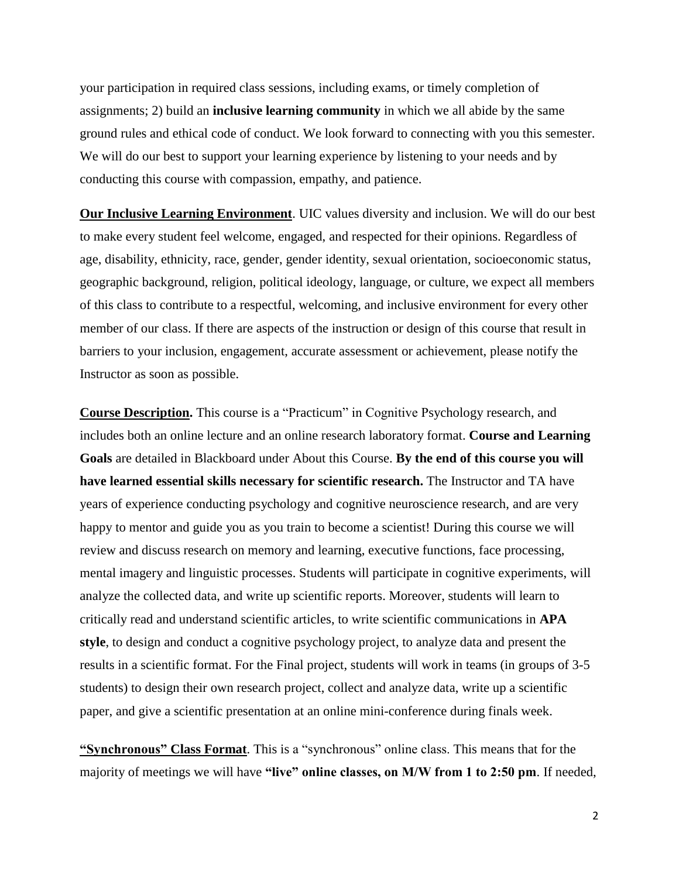your participation in required class sessions, including exams, or timely completion of assignments; 2) build an **inclusive learning community** in which we all abide by the same ground rules and ethical code of conduct. We look forward to connecting with you this semester. We will do our best to support your learning experience by listening to your needs and by conducting this course with compassion, empathy, and patience.

**Our Inclusive Learning Environment**. UIC values diversity and inclusion. We will do our best to make every student feel welcome, engaged, and respected for their opinions. Regardless of age, disability, ethnicity, race, gender, gender identity, sexual orientation, socioeconomic status, geographic background, religion, political ideology, language, or culture, we expect all members of this class to contribute to a respectful, welcoming, and inclusive environment for every other member of our class. If there are aspects of the instruction or design of this course that result in barriers to your inclusion, engagement, accurate assessment or achievement, please notify the Instructor as soon as possible.

**Course Description.** This course is a "Practicum" in Cognitive Psychology research, and includes both an online lecture and an online research laboratory format. **Course and Learning Goals** are detailed in Blackboard under About this Course. **By the end of this course you will have learned essential skills necessary for scientific research.** The Instructor and TA have years of experience conducting psychology and cognitive neuroscience research, and are very happy to mentor and guide you as you train to become a scientist! During this course we will review and discuss research on memory and learning, executive functions, face processing, mental imagery and linguistic processes. Students will participate in cognitive experiments, will analyze the collected data, and write up scientific reports. Moreover, students will learn to critically read and understand scientific articles, to write scientific communications in **APA style**, to design and conduct a cognitive psychology project, to analyze data and present the results in a scientific format. For the Final project, students will work in teams (in groups of 3-5 students) to design their own research project, collect and analyze data, write up a scientific paper, and give a scientific presentation at an online mini-conference during finals week.

**"Synchronous" Class Format**. This is a "synchronous" online class. This means that for the majority of meetings we will have **"live" online classes, on M/W from 1 to 2:50 pm**. If needed,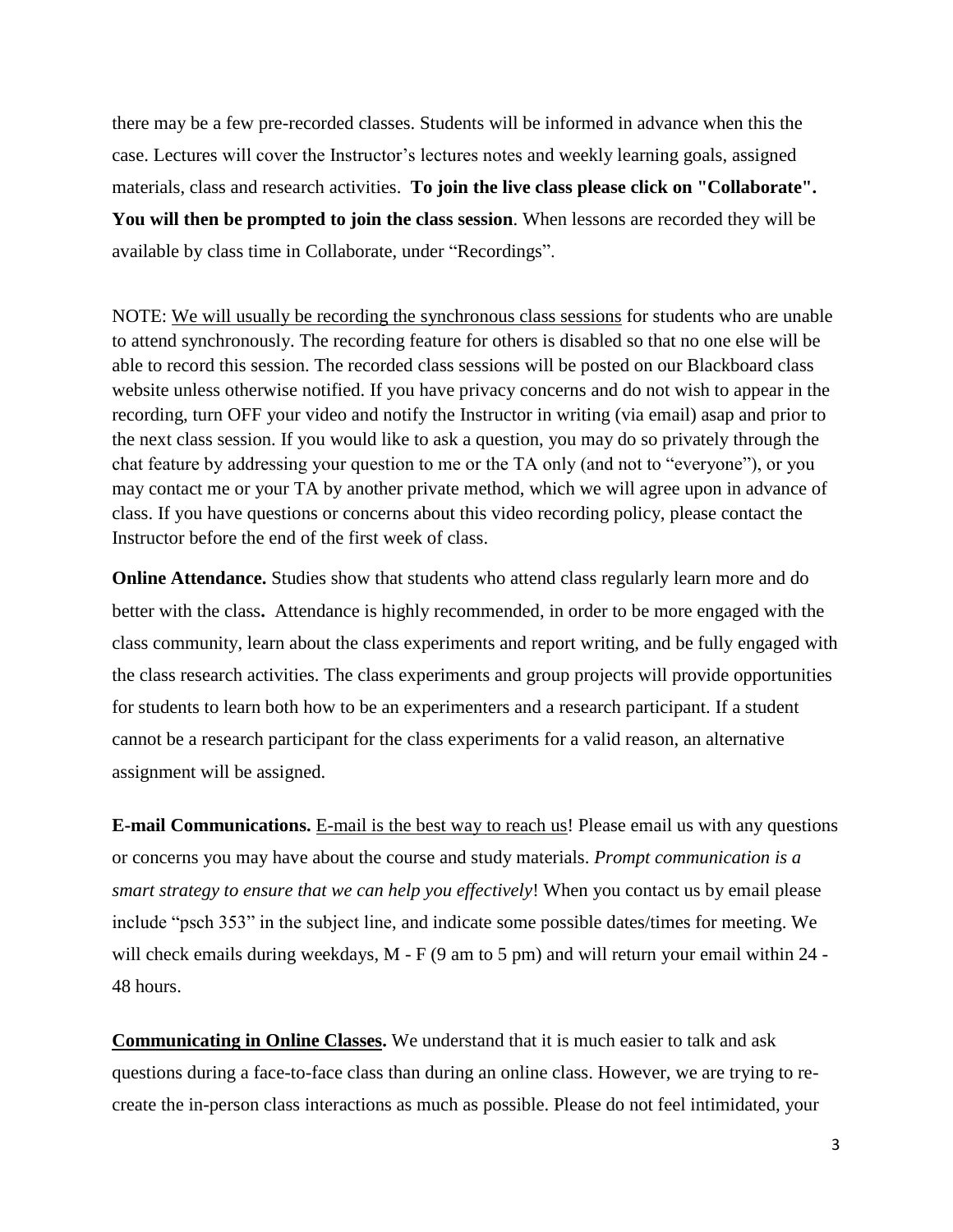there may be a few pre-recorded classes. Students will be informed in advance when this the case. Lectures will cover the Instructor's lectures notes and weekly learning goals, assigned materials, class and research activities. **To join the live class please click on "Collaborate". You will then be prompted to join the class session**. When lessons are recorded they will be available by class time in Collaborate, under "Recordings".

NOTE: We will usually be recording the synchronous class sessions for students who are unable to attend synchronously. The recording feature for others is disabled so that no one else will be able to record this session. The recorded class sessions will be posted on our Blackboard class website unless otherwise notified. If you have privacy concerns and do not wish to appear in the recording, turn OFF your video and notify the Instructor in writing (via email) asap and prior to the next class session. If you would like to ask a question, you may do so privately through the chat feature by addressing your question to me or the TA only (and not to "everyone"), or you may contact me or your TA by another private method, which we will agree upon in advance of class. If you have questions or concerns about this video recording policy, please contact the Instructor before the end of the first week of class.

**Online Attendance.** Studies show that students who attend class regularly learn more and do better with the class**.** Attendance is highly recommended, in order to be more engaged with the class community, learn about the class experiments and report writing, and be fully engaged with the class research activities. The class experiments and group projects will provide opportunities for students to learn both how to be an experimenters and a research participant. If a student cannot be a research participant for the class experiments for a valid reason, an alternative assignment will be assigned.

**E-mail Communications.** E-mail is the best way to reach us! Please email us with any questions or concerns you may have about the course and study materials. *Prompt communication is a smart strategy to ensure that we can help you effectively*! When you contact us by email please include "psch 353" in the subject line, and indicate some possible dates/times for meeting. We will check emails during weekdays, M - F (9 am to 5 pm) and will return your email within 24 - 48 hours.

**Communicating in Online Classes.** We understand that it is much easier to talk and ask questions during a face-to-face class than during an online class. However, we are trying to re-create the in-person class interactions as much as possible. Please do not feel intimidated, your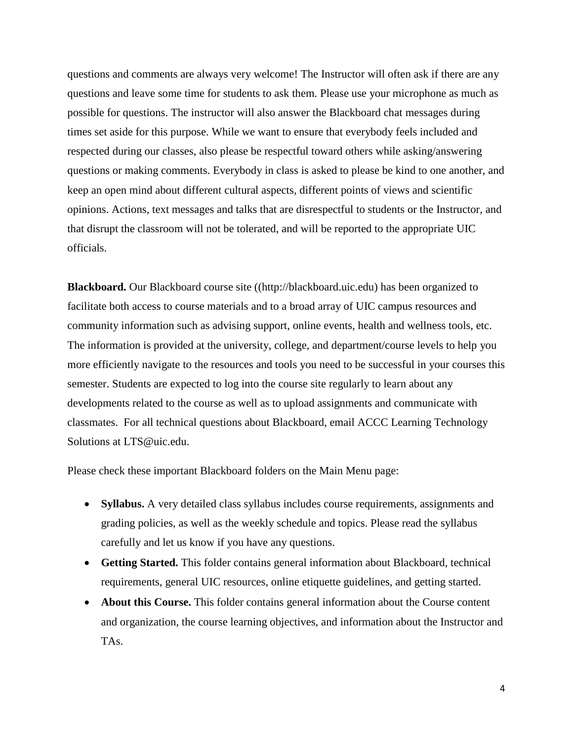questions and comments are always very welcome! The Instructor will often ask if there are any questions and leave some time for students to ask them. Please use your microphone as much as possible for questions. The instructor will also answer the Blackboard chat messages during times set aside for this purpose. While we want to ensure that everybody feels included and respected during our classes, also please be respectful toward others while asking/answering questions or making comments. Everybody in class is asked to please be kind to one another, and keep an open mind about different cultural aspects, different points of views and scientific opinions. Actions, text messages and talks that are disrespectful to students or the Instructor, and that disrupt the classroom will not be tolerated, and will be reported to the appropriate UIC officials.

**Blackboard.** Our Blackboard course site ((http://blackboard.uic.edu) has been organized to facilitate both access to course materials and to a broad array of UIC campus resources and community information such as advising support, online events, health and wellness tools, etc. The information is provided at the university, college, and department/course levels to help you more efficiently navigate to the resources and tools you need to be successful in your courses this semester. Students are expected to log into the course site regularly to learn about any developments related to the course as well as to upload assignments and communicate with classmates. For all technical questions about Blackboard, email ACCC Learning Technology Solutions at LTS@uic.edu.

Please check these important Blackboard folders on the Main Menu page:

- **Syllabus.** A very detailed class syllabus includes course requirements, assignments and grading policies, as well as the weekly schedule and topics. Please read the syllabus carefully and let us know if you have any questions.
- **Getting Started.** This folder contains general information about Blackboard, technical requirements, general UIC resources, online etiquette guidelines, and getting started.
- **About this Course.** This folder contains general information about the Course content and organization, the course learning objectives, and information about the Instructor and TAs.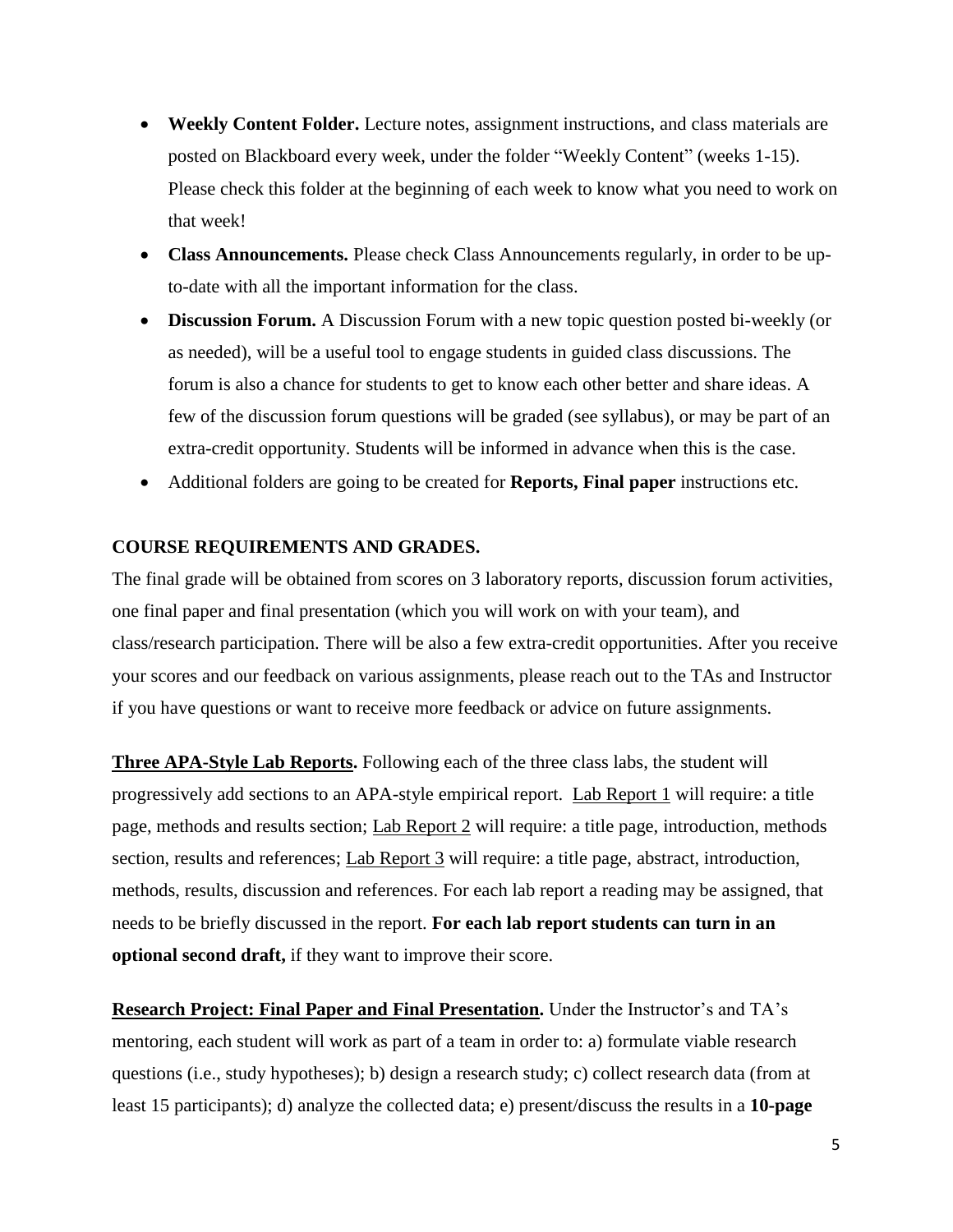- **Weekly Content Folder.** Lecture notes, assignment instructions, and class materials are posted on Blackboard every week, under the folder "Weekly Content" (weeks 1-15). Please check this folder at the beginning of each week to know what you need to work on that week!
- **Class Announcements.** Please check Class Announcements regularly, in order to be up-to-date with all the important information for the class.
- **Discussion Forum.** A Discussion Forum with a new topic question posted bi-weekly (or as needed), will be a useful tool to engage students in guided class discussions. The forum is also a chance for students to get to know each other better and share ideas. A few of the discussion forum questions will be graded (see syllabus), or may be part of an extra-credit opportunity. Students will be informed in advance when this is the case.
- Additional folders are going to be created for **Reports, Final paper** instructions etc.

**COURSE REQUIREMENTS AND GRADES.**

The final grade will be obtained from scores on 3 laboratory reports, discussion forum activities, one final paper and final presentation (which you will work on with your team), and class/research participation. There will be also a few extra-credit opportunities. After you receive your scores and our feedback on various assignments, please reach out to the TAs and Instructor if you have questions or want to receive more feedback or advice on future assignments.

**<u>Three APA-Style Lab Reports</u>.** Following each of the three class labs, the student will progressively add sections to an APA-style empirical report. <u>Lab Report 1</u> will require: a title page, methods and results section; <u>Lab Report 2</u> will require: a title page, introduction, methods section, results and references; <u>Lab Report 3</u> will require: a title page, abstract, introduction, methods, results, discussion and references. For each lab report a reading may be assigned, that needs to be briefly discussed in the report. **For each lab report students can turn in an optional second draft,** if they want to improve their score.

**<u>Research Project: Final Paper and Final Presentation</u>.** Under the Instructor's and TA's mentoring, each student will work as part of a team in order to: a) formulate viable research questions (i.e., study hypotheses); b) design a research study; c) collect research data (from at least 15 participants); d) analyze the collected data; e) present/discuss the results in a **10-page**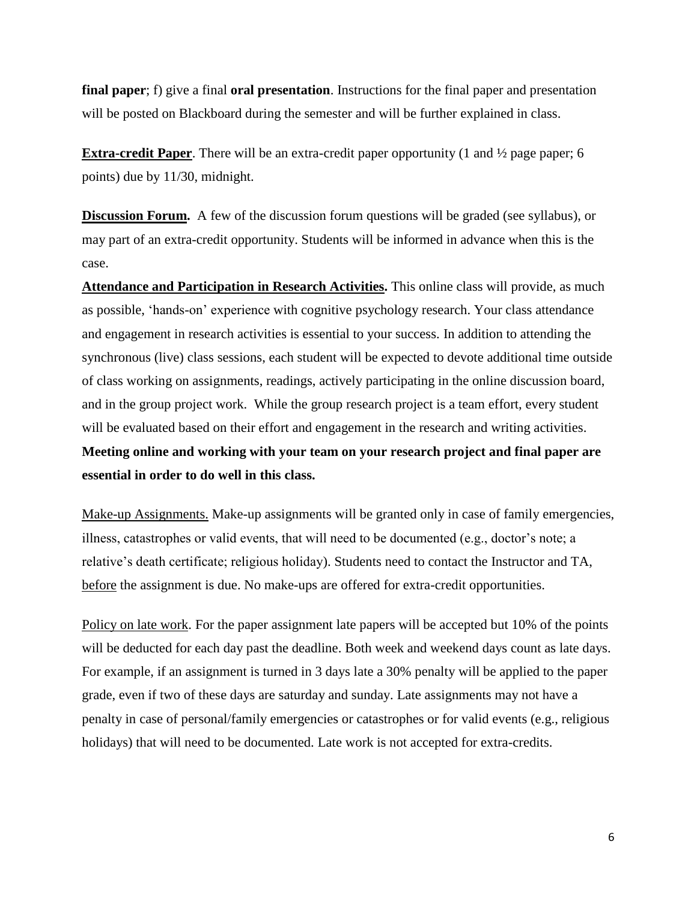**final paper**; f) give a final **oral presentation**. Instructions for the final paper and presentation will be posted on Blackboard during the semester and will be further explained in class.

**Extra-credit Paper**. There will be an extra-credit paper opportunity (1 and ½ page paper; 6 points) due by 11/30, midnight.

**Discussion Forum.** A few of the discussion forum questions will be graded (see syllabus), or may part of an extra-credit opportunity. Students will be informed in advance when this is the case.

**Attendance and Participation in Research Activities.** This online class will provide, as much as possible, 'hands-on' experience with cognitive psychology research. Your class attendance and engagement in research activities is essential to your success. In addition to attending the synchronous (live) class sessions, each student will be expected to devote additional time outside of class working on assignments, readings, actively participating in the online discussion board, and in the group project work. While the group research project is a team effort, every student will be evaluated based on their effort and engagement in the research and writing activities. **Meeting online and working with your team on your research project and final paper are essential in order to do well in this class.**

Make-up Assignments. Make-up assignments will be granted only in case of family emergencies, illness, catastrophes or valid events, that will need to be documented (e.g., doctor's note; a relative's death certificate; religious holiday). Students need to contact the Instructor and TA, before the assignment is due. No make-ups are offered for extra-credit opportunities.

Policy on late work. For the paper assignment late papers will be accepted but 10% of the points will be deducted for each day past the deadline. Both week and weekend days count as late days. For example, if an assignment is turned in 3 days late a 30% penalty will be applied to the paper grade, even if two of these days are saturday and sunday. Late assignments may not have a penalty in case of personal/family emergencies or catastrophes or for valid events (e.g., religious holidays) that will need to be documented. Late work is not accepted for extra-credits.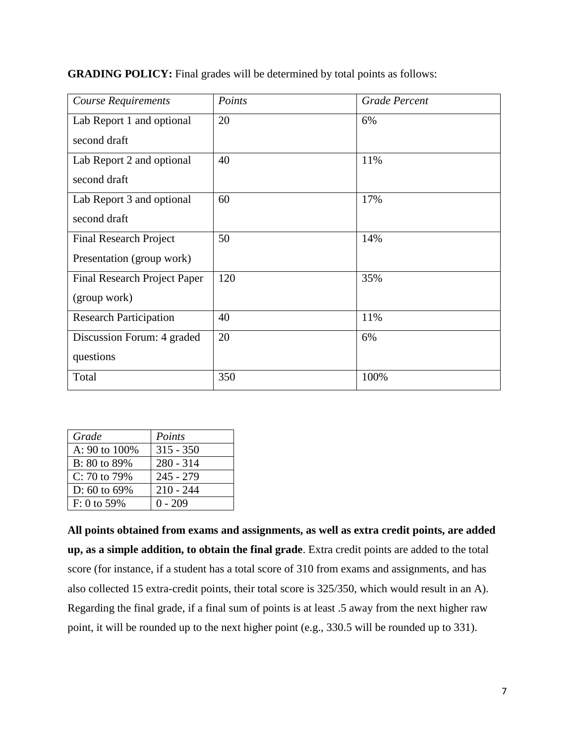**GRADING POLICY:** Final grades will be determined by total points as follows:

| *Course Requirements* | *Points* | *Grade Percent* |
|---|---|---|
| Lab Report 1 and optional second draft | 20 | 6% |
| Lab Report 2 and optional second draft | 40 | 11% |
| Lab Report 3 and optional second draft | 60 | 17% |
| Final Research Project Presentation (group work) | 50 | 14% |
| Final Research Project Paper (group work) | 120 | 35% |
| Research Participation | 40 | 11% |
| Discussion Forum: 4 graded questions | 20 | 6% |
| Total | 350 | 100% |

| *Grade* | *Points* |
|---|---|
| A: 90 to 100% | 315 - 350 |
| B: 80 to 89% | 280 - 314 |
| C: 70 to 79% | 245 - 279 |
| D: 60 to 69% | 210 - 244 |
| F: 0 to 59% | 0 - 209 |

**All points obtained from exams and assignments, as well as extra credit points, are added up, as a simple addition, to obtain the final grade**. Extra credit points are added to the total score (for instance, if a student has a total score of 310 from exams and assignments, and has also collected 15 extra-credit points, their total score is 325/350, which would result in an A). Regarding the final grade, if a final sum of points is at least .5 away from the next higher raw point, it will be rounded up to the next higher point (e.g., 330.5 will be rounded up to 331).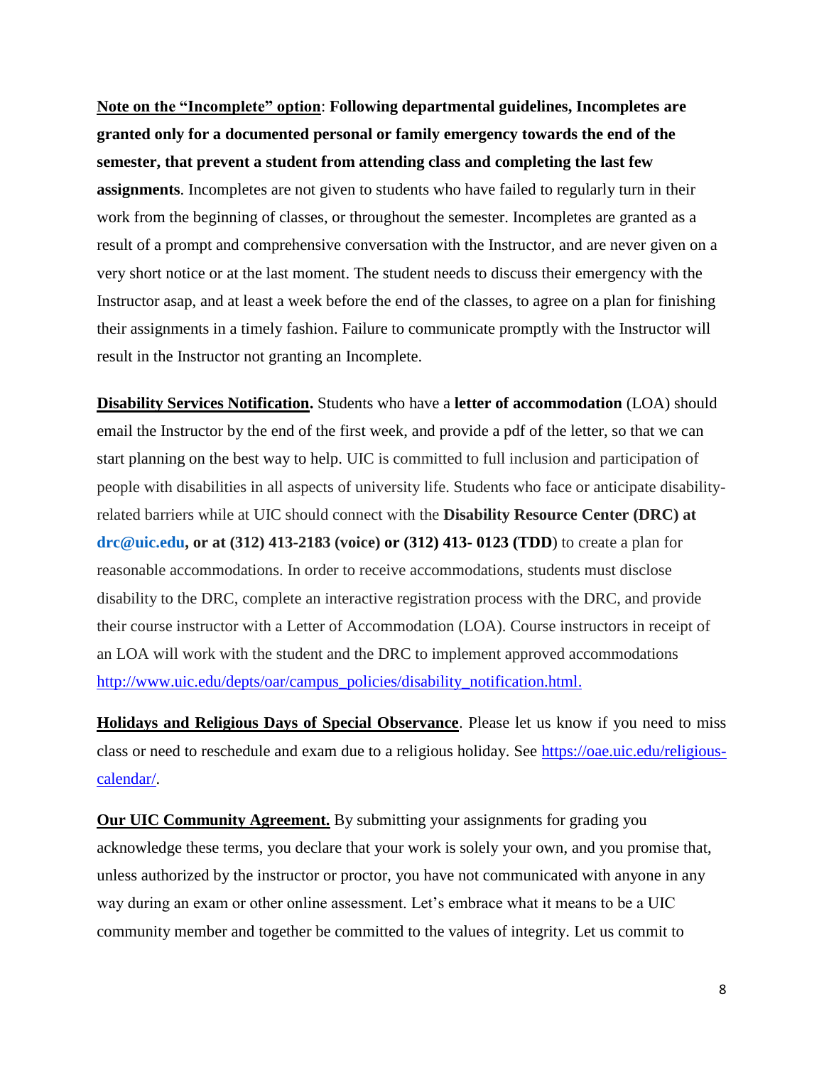**Note on the "Incomplete" option**: **Following departmental guidelines, Incompletes are granted only for a documented personal or family emergency towards the end of the semester, that prevent a student from attending class and completing the last few assignments**. Incompletes are not given to students who have failed to regularly turn in their work from the beginning of classes, or throughout the semester. Incompletes are granted as a result of a prompt and comprehensive conversation with the Instructor, and are never given on a very short notice or at the last moment. The student needs to discuss their emergency with the Instructor asap, and at least a week before the end of the classes, to agree on a plan for finishing their assignments in a timely fashion. Failure to communicate promptly with the Instructor will result in the Instructor not granting an Incomplete.

**Disability Services Notification.** Students who have a **letter of accommodation** (LOA) should email the Instructor by the end of the first week, and provide a pdf of the letter, so that we can start planning on the best way to help. UIC is committed to full inclusion and participation of people with disabilities in all aspects of university life. Students who face or anticipate disability-related barriers while at UIC should connect with the **Disability Resource Center (DRC) at drc@uic.edu, or at (312) 413-2183 (voice) or (312) 413- 0123 (TDD**) to create a plan for reasonable accommodations. In order to receive accommodations, students must disclose disability to the DRC, complete an interactive registration process with the DRC, and provide their course instructor with a Letter of Accommodation (LOA). Course instructors in receipt of an LOA will work with the student and the DRC to implement approved accommodations http://www.uic.edu/depts/oar/campus_policies/disability_notification.html.

**Holidays and Religious Days of Special Observance**. Please let us know if you need to miss class or need to reschedule and exam due to a religious holiday. See https://oae.uic.edu/religious-calendar/.

**Our UIC Community Agreement.** By submitting your assignments for grading you acknowledge these terms, you declare that your work is solely your own, and you promise that, unless authorized by the instructor or proctor, you have not communicated with anyone in any way during an exam or other online assessment. Let's embrace what it means to be a UIC community member and together be committed to the values of integrity. Let us commit to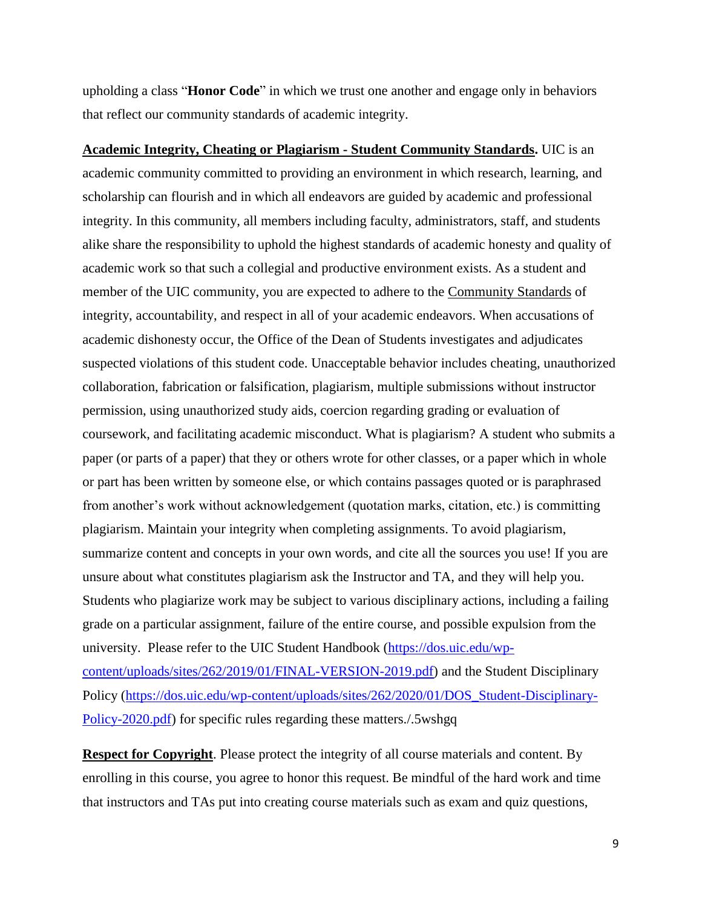upholding a class "**Honor Code**" in which we trust one another and engage only in behaviors that reflect our community standards of academic integrity.

**Academic Integrity, Cheating or Plagiarism - Student Community Standards.** UIC is an academic community committed to providing an environment in which research, learning, and scholarship can flourish and in which all endeavors are guided by academic and professional integrity. In this community, all members including faculty, administrators, staff, and students alike share the responsibility to uphold the highest standards of academic honesty and quality of academic work so that such a collegial and productive environment exists. As a student and member of the UIC community, you are expected to adhere to the Community Standards of integrity, accountability, and respect in all of your academic endeavors. When accusations of academic dishonesty occur, the Office of the Dean of Students investigates and adjudicates suspected violations of this student code. Unacceptable behavior includes cheating, unauthorized collaboration, fabrication or falsification, plagiarism, multiple submissions without instructor permission, using unauthorized study aids, coercion regarding grading or evaluation of coursework, and facilitating academic misconduct. What is plagiarism? A student who submits a paper (or parts of a paper) that they or others wrote for other classes, or a paper which in whole or part has been written by someone else, or which contains passages quoted or is paraphrased from another's work without acknowledgement (quotation marks, citation, etc.) is committing plagiarism. Maintain your integrity when completing assignments. To avoid plagiarism, summarize content and concepts in your own words, and cite all the sources you use! If you are unsure about what constitutes plagiarism ask the Instructor and TA, and they will help you. Students who plagiarize work may be subject to various disciplinary actions, including a failing grade on a particular assignment, failure of the entire course, and possible expulsion from the university. Please refer to the UIC Student Handbook (https://dos.uic.edu/wp-content/uploads/sites/262/2019/01/FINAL-VERSION-2019.pdf) and the Student Disciplinary Policy (https://dos.uic.edu/wp-content/uploads/sites/262/2020/01/DOS_Student-Disciplinary-Policy-2020.pdf) for specific rules regarding these matters./.5wshgq

**Respect for Copyright**. Please protect the integrity of all course materials and content. By enrolling in this course, you agree to honor this request. Be mindful of the hard work and time that instructors and TAs put into creating course materials such as exam and quiz questions,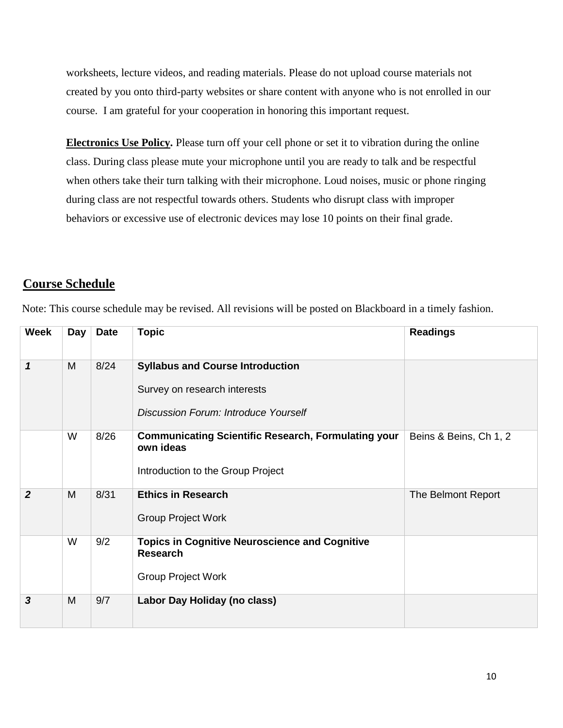worksheets, lecture videos, and reading materials. Please do not upload course materials not created by you onto third-party websites or share content with anyone who is not enrolled in our course. I am grateful for your cooperation in honoring this important request.

**Electronics Use Policy.** Please turn off your cell phone or set it to vibration during the online class. During class please mute your microphone until you are ready to talk and be respectful when others take their turn talking with their microphone. Loud noises, music or phone ringing during class are not respectful towards others. Students who disrupt class with improper behaviors or excessive use of electronic devices may lose 10 points on their final grade.

## Course Schedule

Note: This course schedule may be revised. All revisions will be posted on Blackboard in a timely fashion.

| Week | Day | Date | Topic | Readings |
|---|---|---|---|---|
| ***1*** | M | 8/24 | **Syllabus and Course Introduction**<br><br>Survey on research interests<br><br>*Discussion Forum: Introduce Yourself* | |
| | W | 8/26 | **Communicating Scientific Research, Formulating your own ideas**<br><br>Introduction to the Group Project | Beins & Beins, Ch 1, 2 |
| ***2*** | M | 8/31 | **Ethics in Research**<br><br>Group Project Work | The Belmont Report |
| | W | 9/2 | **Topics in Cognitive Neuroscience and Cognitive Research**<br><br>Group Project Work | |
| ***3*** | M | 9/7 | **Labor Day Holiday (no class)** | |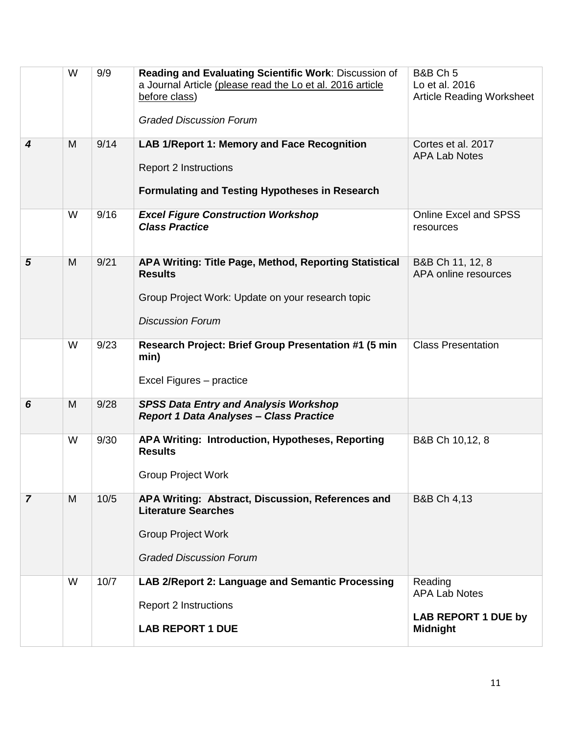| | | | | |
|---|---|---|---|---|
| | W | 9/9 | **Reading and Evaluating Scientific Work**: Discussion of a Journal Article (please read the Lo et al. 2016 article before class)<br><br>*Graded Discussion Forum* | B&B Ch 5<br>Lo et al. 2016<br>Article Reading Worksheet |
| ***4*** | M | 9/14 | **LAB 1/Report 1: Memory and Face Recognition**<br><br>Report 2 Instructions<br><br>**Formulating and Testing Hypotheses in Research** | Cortes et al. 2017<br>APA Lab Notes |
| | W | 9/16 | ***Excel Figure Construction Workshop***<br>***Class Practice*** | Online Excel and SPSS resources |
| ***5*** | M | 9/21 | **APA Writing: Title Page, Method, Reporting Statistical Results**<br><br>Group Project Work: Update on your research topic<br><br>*Discussion Forum* | B&B Ch 11, 12, 8<br>APA online resources |
| | W | 9/23 | **Research Project: Brief Group Presentation #1 (5 min min)**<br><br>Excel Figures – practice | Class Presentation |
| ***6*** | M | 9/28 | ***SPSS Data Entry and Analysis Workshop***<br>***Report 1 Data Analyses – Class Practice*** | |
| | W | 9/30 | **APA Writing: Introduction, Hypotheses, Reporting Results**<br><br>Group Project Work | B&B Ch 10,12, 8 |
| ***7*** | M | 10/5 | **APA Writing: Abstract, Discussion, References and Literature Searches**<br><br>Group Project Work<br><br>*Graded Discussion Forum* | B&B Ch 4,13 |
| | W | 10/7 | **LAB 2/Report 2: Language and Semantic Processing**<br><br>Report 2 Instructions<br><br>**LAB REPORT 1 DUE** | Reading<br>APA Lab Notes<br><br>**LAB REPORT 1 DUE by Midnight** |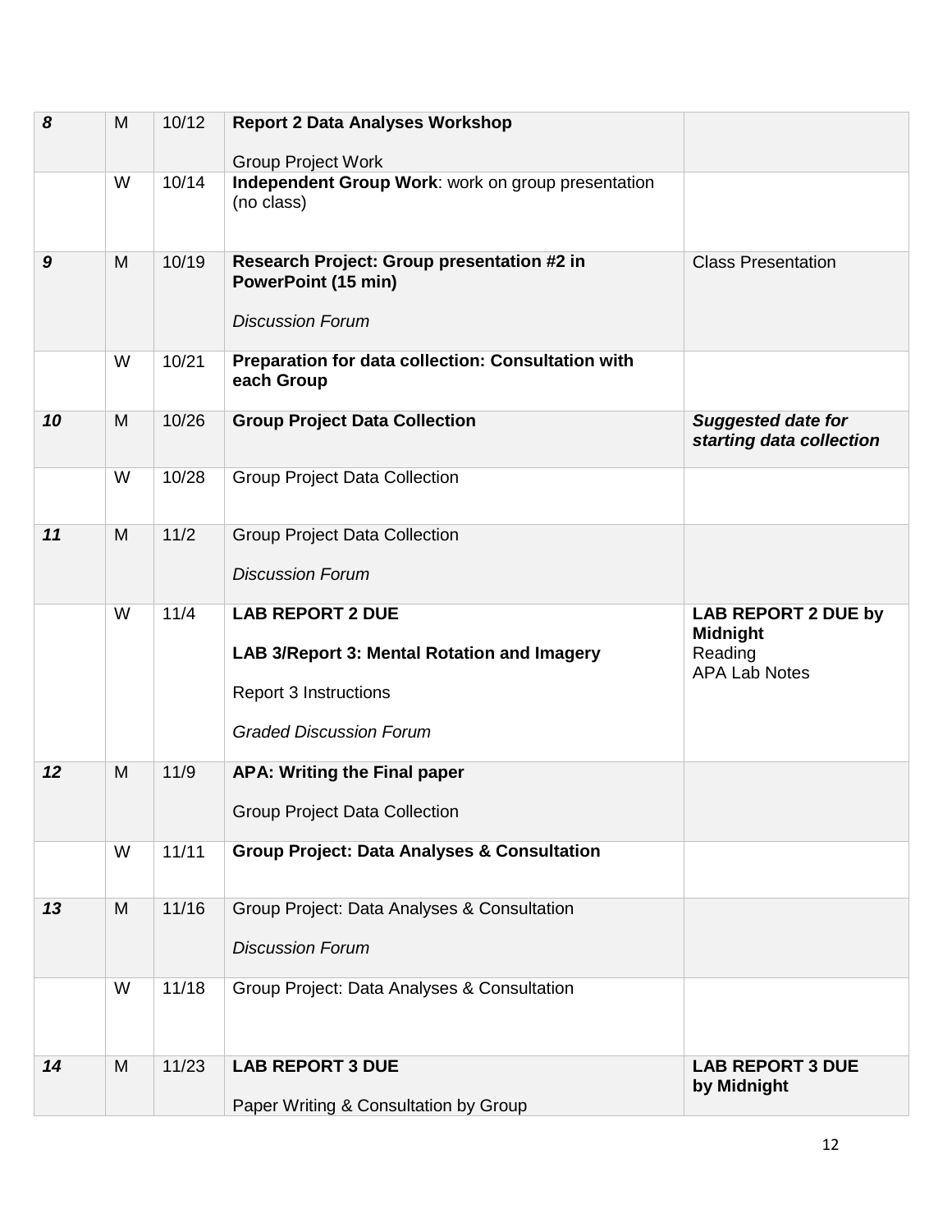| | | | | |
|---|---|---|---|---|
| ***8*** | M | 10/12 | **Report 2 Data Analyses Workshop**<br><br>Group Project Work | |
| | W | 10/14 | **Independent Group Work**: work on group presentation (no class) | |
| ***9*** | M | 10/19 | **Research Project: Group presentation #2 in PowerPoint (15 min)**<br><br>*Discussion Forum* | Class Presentation |
| | W | 10/21 | **Preparation for data collection: Consultation with each Group** | |
| ***10*** | M | 10/26 | **Group Project Data Collection** | ***Suggested date for starting data collection*** |
| | W | 10/28 | Group Project Data Collection | |
| ***11*** | M | 11/2 | Group Project Data Collection<br><br>*Discussion Forum* | |
| | W | 11/4 | **LAB REPORT 2 DUE**<br><br>**LAB 3/Report 3: Mental Rotation and Imagery**<br><br>Report 3 Instructions<br><br>*Graded Discussion Forum* | **LAB REPORT 2 DUE by Midnight**<br>Reading<br>APA Lab Notes |
| ***12*** | M | 11/9 | **APA: Writing the Final paper**<br><br>Group Project Data Collection | |
| | W | 11/11 | **Group Project: Data Analyses & Consultation** | |
| ***13*** | M | 11/16 | Group Project: Data Analyses & Consultation<br><br>*Discussion Forum* | |
| | W | 11/18 | Group Project: Data Analyses & Consultation | |
| ***14*** | M | 11/23 | **LAB REPORT 3 DUE**<br><br>Paper Writing & Consultation by Group | **LAB REPORT 3 DUE by Midnight** |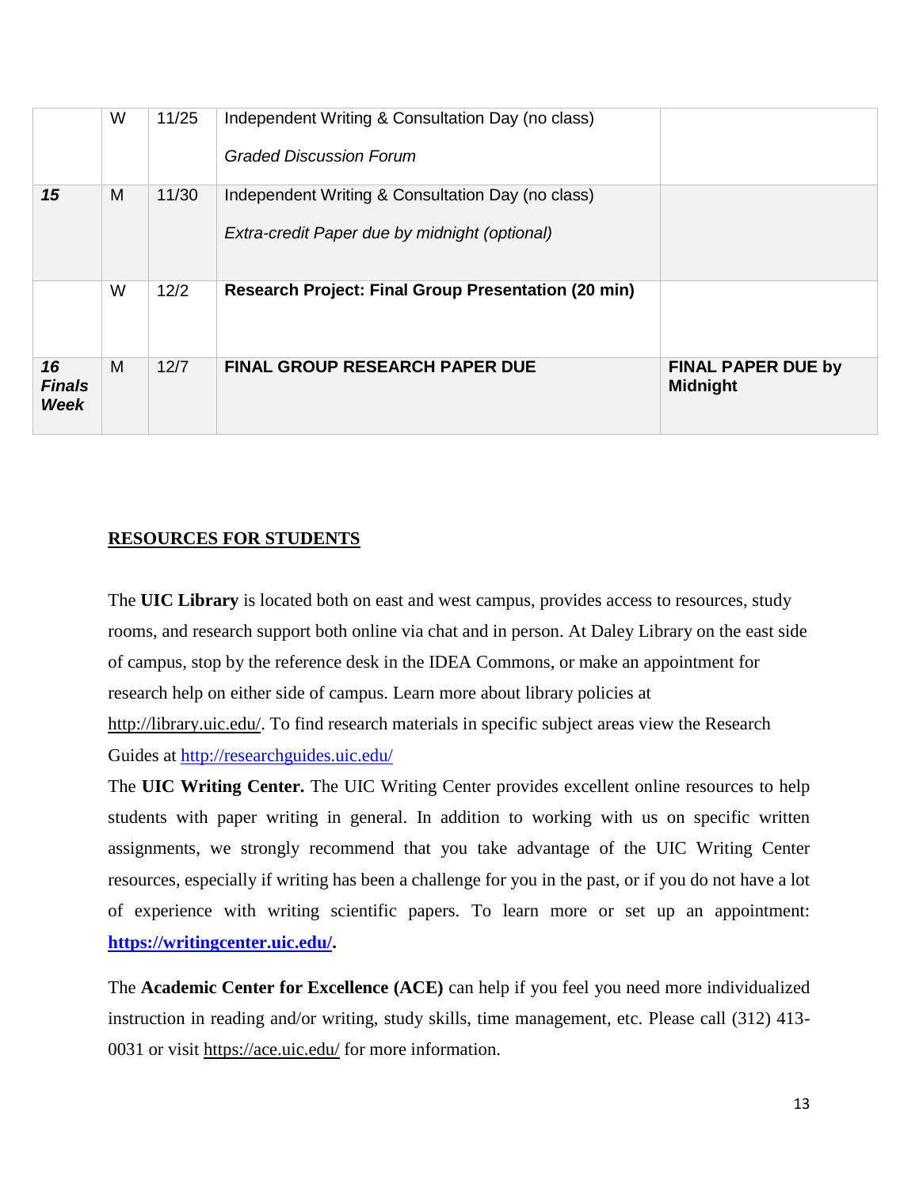| | W | 11/25 | Independent Writing & Consultation Day (no class)<br><br>*Graded Discussion Forum* | |
|---|---|---|---|---|
| ***15*** | M | 11/30 | Independent Writing & Consultation Day (no class)<br><br>*Extra-credit Paper due by midnight (optional)* | |
| | W | 12/2 | **Research Project: Final Group Presentation (20 min)** | |
| ***16 Finals Week*** | M | 12/7 | **FINAL GROUP RESEARCH PAPER DUE** | **FINAL PAPER DUE by Midnight** |

## RESOURCES FOR STUDENTS

The **UIC Library** is located both on east and west campus, provides access to resources, study rooms, and research support both online via chat and in person. At Daley Library on the east side of campus, stop by the reference desk in the IDEA Commons, or make an appointment for research help on either side of campus. Learn more about library policies at http://library.uic.edu/. To find research materials in specific subject areas view the Research Guides at http://researchguides.uic.edu/

The **UIC Writing Center.** The UIC Writing Center provides excellent online resources to help students with paper writing in general. In addition to working with us on specific written assignments, we strongly recommend that you take advantage of the UIC Writing Center resources, especially if writing has been a challenge for you in the past, or if you do not have a lot of experience with writing scientific papers. To learn more or set up an appointment: **https://writingcenter.uic.edu/.**

The **Academic Center for Excellence (ACE)** can help if you feel you need more individualized instruction in reading and/or writing, study skills, time management, etc. Please call (312) 413-0031 or visit https://ace.uic.edu/ for more information.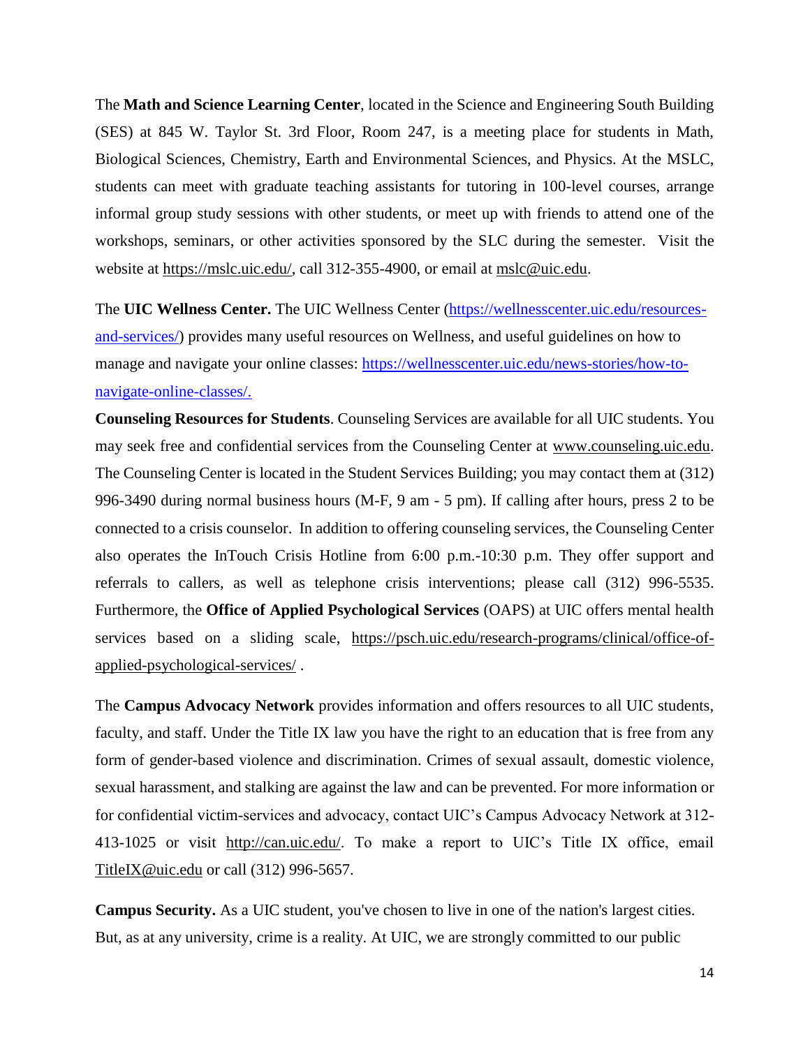The **Math and Science Learning Center**, located in the Science and Engineering South Building (SES) at 845 W. Taylor St. 3rd Floor, Room 247, is a meeting place for students in Math, Biological Sciences, Chemistry, Earth and Environmental Sciences, and Physics. At the MSLC, students can meet with graduate teaching assistants for tutoring in 100-level courses, arrange informal group study sessions with other students, or meet up with friends to attend one of the workshops, seminars, or other activities sponsored by the SLC during the semester. Visit the website at https://mslc.uic.edu/, call 312-355-4900, or email at mslc@uic.edu.

The **UIC Wellness Center.** The UIC Wellness Center (https://wellnesscenter.uic.edu/resources-and-services/) provides many useful resources on Wellness, and useful guidelines on how to manage and navigate your online classes: https://wellnesscenter.uic.edu/news-stories/how-to-navigate-online-classes/.

**Counseling Resources for Students**. Counseling Services are available for all UIC students. You may seek free and confidential services from the Counseling Center at www.counseling.uic.edu. The Counseling Center is located in the Student Services Building; you may contact them at (312) 996-3490 during normal business hours (M-F, 9 am - 5 pm). If calling after hours, press 2 to be connected to a crisis counselor. In addition to offering counseling services, the Counseling Center also operates the InTouch Crisis Hotline from 6:00 p.m.-10:30 p.m. They offer support and referrals to callers, as well as telephone crisis interventions; please call (312) 996-5535. Furthermore, the **Office of Applied Psychological Services** (OAPS) at UIC offers mental health services based on a sliding scale, https://psch.uic.edu/research-programs/clinical/office-of-applied-psychological-services/ .

The **Campus Advocacy Network** provides information and offers resources to all UIC students, faculty, and staff. Under the Title IX law you have the right to an education that is free from any form of gender-based violence and discrimination. Crimes of sexual assault, domestic violence, sexual harassment, and stalking are against the law and can be prevented. For more information or for confidential victim-services and advocacy, contact UIC's Campus Advocacy Network at 312-413-1025 or visit http://can.uic.edu/. To make a report to UIC's Title IX office, email TitleIX@uic.edu or call (312) 996-5657.

**Campus Security.** As a UIC student, you've chosen to live in one of the nation's largest cities. But, as at any university, crime is a reality. At UIC, we are strongly committed to our public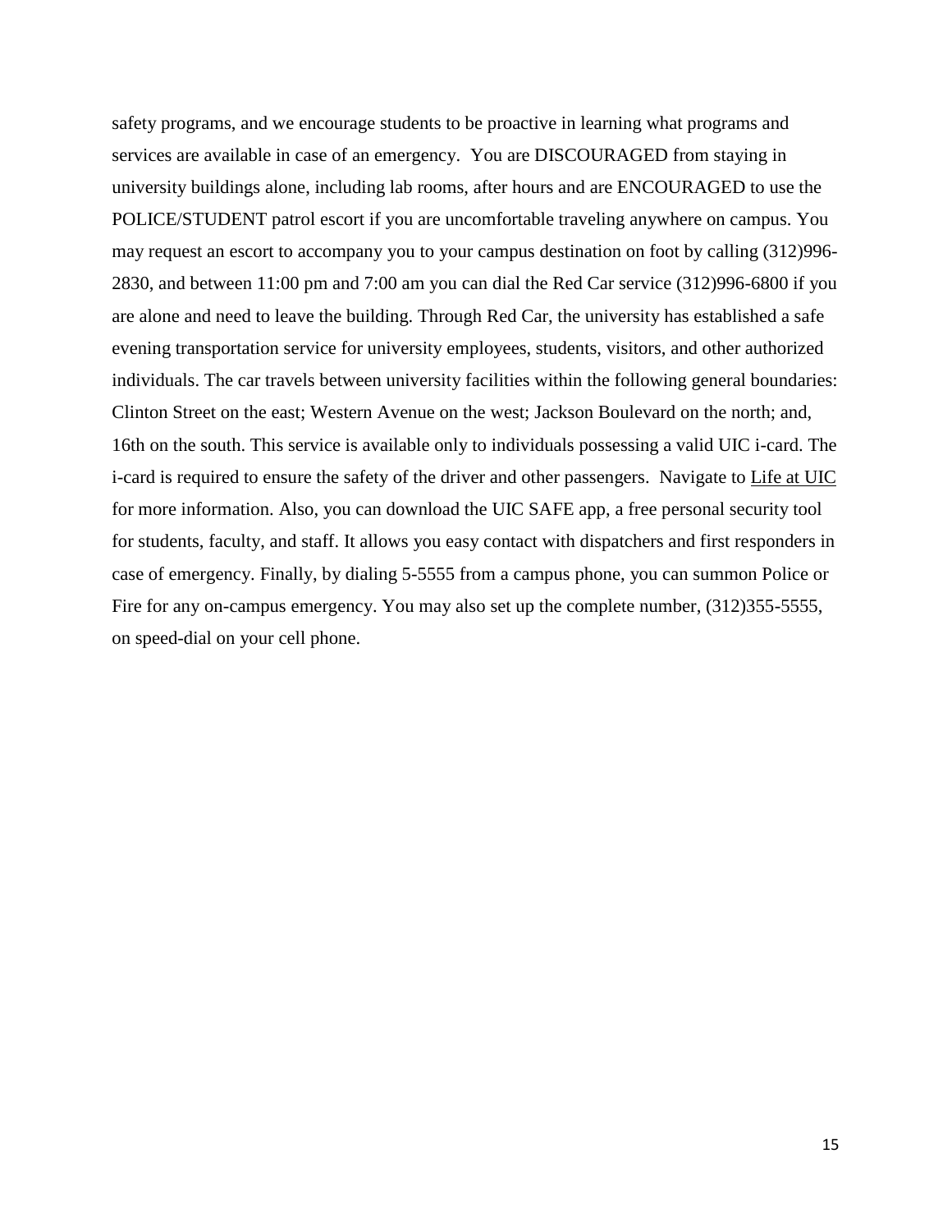safety programs, and we encourage students to be proactive in learning what programs and services are available in case of an emergency. You are DISCOURAGED from staying in university buildings alone, including lab rooms, after hours and are ENCOURAGED to use the POLICE/STUDENT patrol escort if you are uncomfortable traveling anywhere on campus. You may request an escort to accompany you to your campus destination on foot by calling (312)996-2830, and between 11:00 pm and 7:00 am you can dial the Red Car service (312)996-6800 if you are alone and need to leave the building. Through Red Car, the university has established a safe evening transportation service for university employees, students, visitors, and other authorized individuals. The car travels between university facilities within the following general boundaries: Clinton Street on the east; Western Avenue on the west; Jackson Boulevard on the north; and, 16th on the south. This service is available only to individuals possessing a valid UIC i-card. The i-card is required to ensure the safety of the driver and other passengers. Navigate to Life at UIC for more information. Also, you can download the UIC SAFE app, a free personal security tool for students, faculty, and staff. It allows you easy contact with dispatchers and first responders in case of emergency. Finally, by dialing 5-5555 from a campus phone, you can summon Police or Fire for any on-campus emergency. You may also set up the complete number, (312)355-5555, on speed-dial on your cell phone.